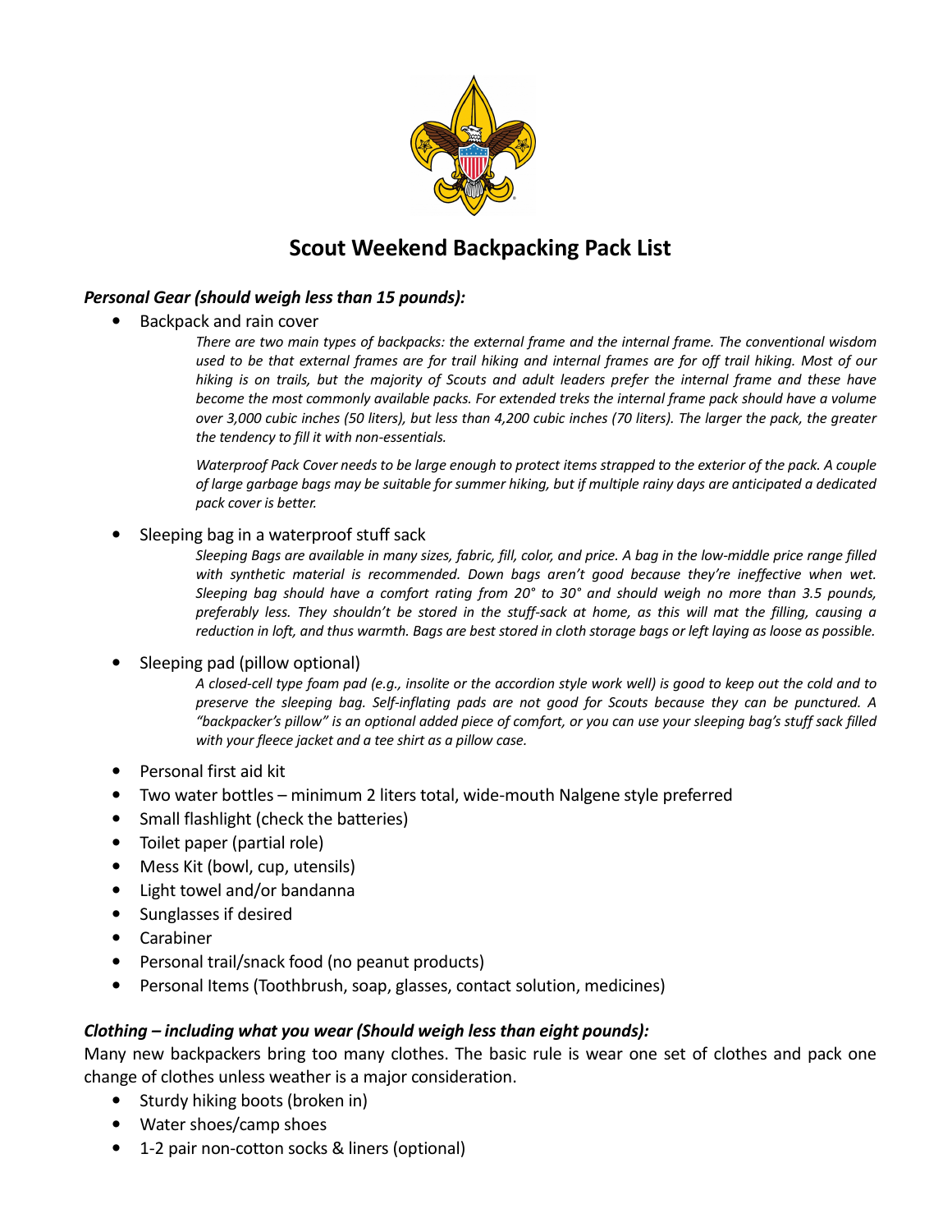# Scout Weekend Backpacking Pack List

***Personal Gear (should weigh less than 15 pounds):***

- Backpack and rain cover

  *There are two main types of backpacks: the external frame and the internal frame. The conventional wisdom used to be that external frames are for trail hiking and internal frames are for off trail hiking. Most of our hiking is on trails, but the majority of Scouts and adult leaders prefer the internal frame and these have become the most commonly available packs. For extended treks the internal frame pack should have a volume over 3,000 cubic inches (50 liters), but less than 4,200 cubic inches (70 liters). The larger the pack, the greater the tendency to fill it with non-essentials.*

  *Waterproof Pack Cover needs to be large enough to protect items strapped to the exterior of the pack. A couple of large garbage bags may be suitable for summer hiking, but if multiple rainy days are anticipated a dedicated pack cover is better.*

- Sleeping bag in a waterproof stuff sack

  *Sleeping Bags are available in many sizes, fabric, fill, color, and price. A bag in the low-middle price range filled with synthetic material is recommended. Down bags aren't good because they're ineffective when wet. Sleeping bag should have a comfort rating from 20° to 30° and should weigh no more than 3.5 pounds, preferably less. They shouldn't be stored in the stuff-sack at home, as this will mat the filling, causing a reduction in loft, and thus warmth. Bags are best stored in cloth storage bags or left laying as loose as possible.*

- Sleeping pad (pillow optional)

  *A closed-cell type foam pad (e.g., insolite or the accordion style work well) is good to keep out the cold and to preserve the sleeping bag. Self-inflating pads are not good for Scouts because they can be punctured. A "backpacker's pillow" is an optional added piece of comfort, or you can use your sleeping bag's stuff sack filled with your fleece jacket and a tee shirt as a pillow case.*

- Personal first aid kit
- Two water bottles – minimum 2 liters total, wide-mouth Nalgene style preferred
- Small flashlight (check the batteries)
- Toilet paper (partial role)
- Mess Kit (bowl, cup, utensils)
- Light towel and/or bandanna
- Sunglasses if desired
- Carabiner
- Personal trail/snack food (no peanut products)
- Personal Items (Toothbrush, soap, glasses, contact solution, medicines)

***Clothing – including what you wear (Should weigh less than eight pounds):***

Many new backpackers bring too many clothes. The basic rule is wear one set of clothes and pack one change of clothes unless weather is a major consideration.

- Sturdy hiking boots (broken in)
- Water shoes/camp shoes
- 1-2 pair non-cotton socks & liners (optional)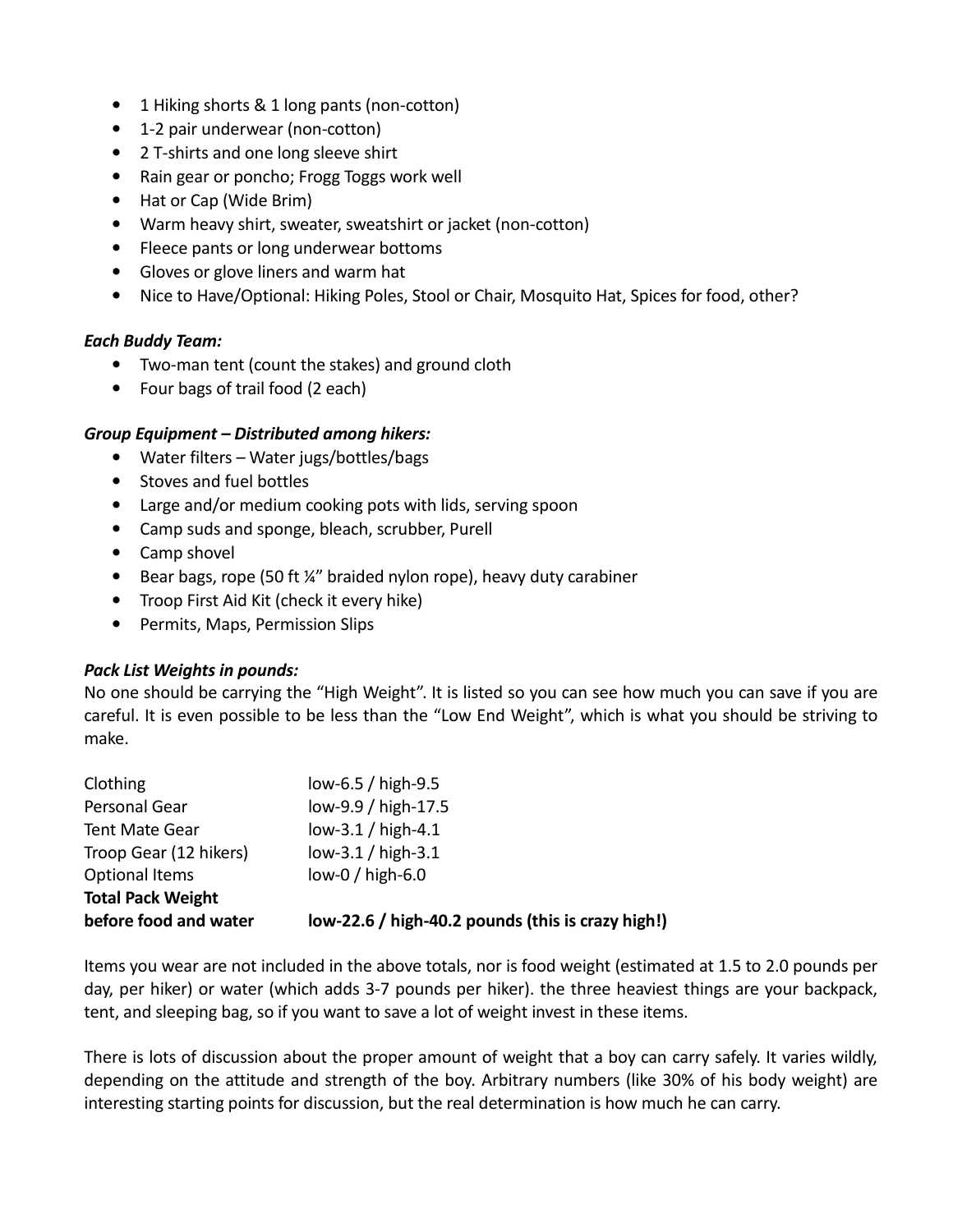- 1 Hiking shorts & 1 long pants (non-cotton)
- 1-2 pair underwear (non-cotton)
- 2 T-shirts and one long sleeve shirt
- Rain gear or poncho; Frogg Toggs work well
- Hat or Cap (Wide Brim)
- Warm heavy shirt, sweater, sweatshirt or jacket (non-cotton)
- Fleece pants or long underwear bottoms
- Gloves or glove liners and warm hat
- Nice to Have/Optional: Hiking Poles, Stool or Chair, Mosquito Hat, Spices for food, other?

***Each Buddy Team:***

- Two-man tent (count the stakes) and ground cloth
- Four bags of trail food (2 each)

***Group Equipment – Distributed among hikers:***

- Water filters – Water jugs/bottles/bags
- Stoves and fuel bottles
- Large and/or medium cooking pots with lids, serving spoon
- Camp suds and sponge, bleach, scrubber, Purell
- Camp shovel
- Bear bags, rope (50 ft ¼" braided nylon rope), heavy duty carabiner
- Troop First Aid Kit (check it every hike)
- Permits, Maps, Permission Slips

***Pack List Weights in pounds:***

No one should be carrying the "High Weight". It is listed so you can see how much you can save if you are careful. It is even possible to be less than the "Low End Weight", which is what you should be striving to make.

| | |
|---|---|
| Clothing | low-6.5 / high-9.5 |
| Personal Gear | low-9.9 / high-17.5 |
| Tent Mate Gear | low-3.1 / high-4.1 |
| Troop Gear (12 hikers) | low-3.1 / high-3.1 |
| Optional Items | low-0 / high-6.0 |
| **Total Pack Weight before food and water** | **low-22.6 / high-40.2 pounds (this is crazy high!)** |

Items you wear are not included in the above totals, nor is food weight (estimated at 1.5 to 2.0 pounds per day, per hiker) or water (which adds 3-7 pounds per hiker). the three heaviest things are your backpack, tent, and sleeping bag, so if you want to save a lot of weight invest in these items.

There is lots of discussion about the proper amount of weight that a boy can carry safely. It varies wildly, depending on the attitude and strength of the boy. Arbitrary numbers (like 30% of his body weight) are interesting starting points for discussion, but the real determination is how much he can carry.